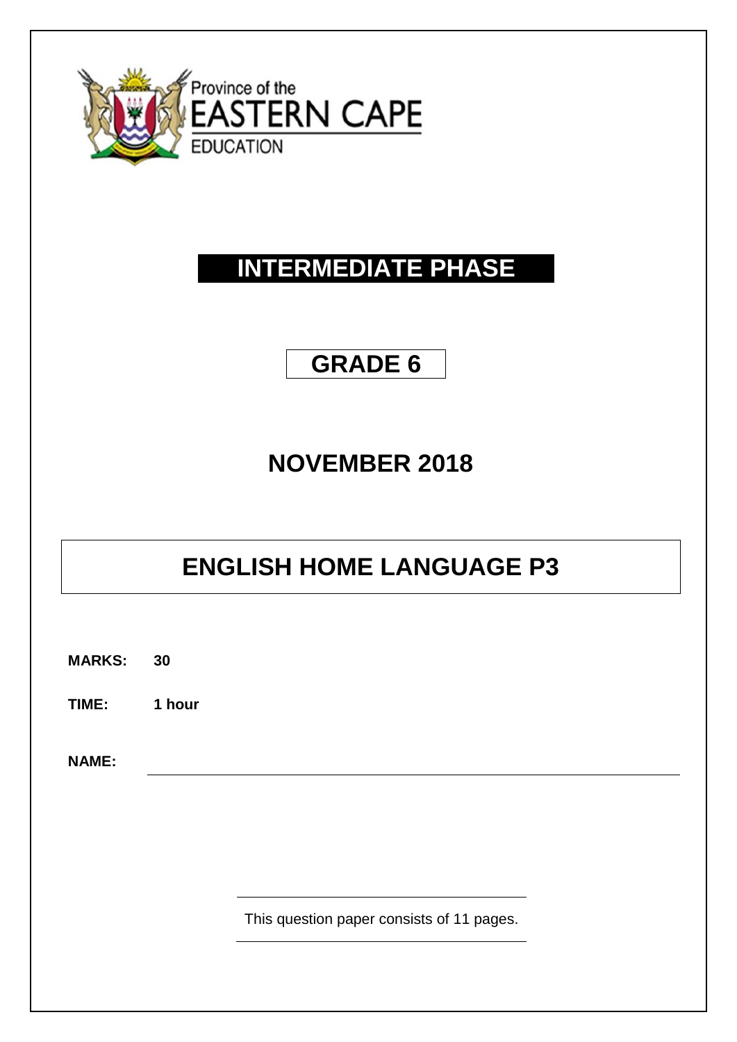Province of the
EASTERN CAPE
EDUCATION

# INTERMEDIATE PHASE

## GRADE 6

## NOVEMBER 2018

# ENGLISH HOME LANGUAGE P3

**MARKS:** **30**

**TIME:** **1 hour**

**NAME:** ______________________________

This question paper consists of 11 pages.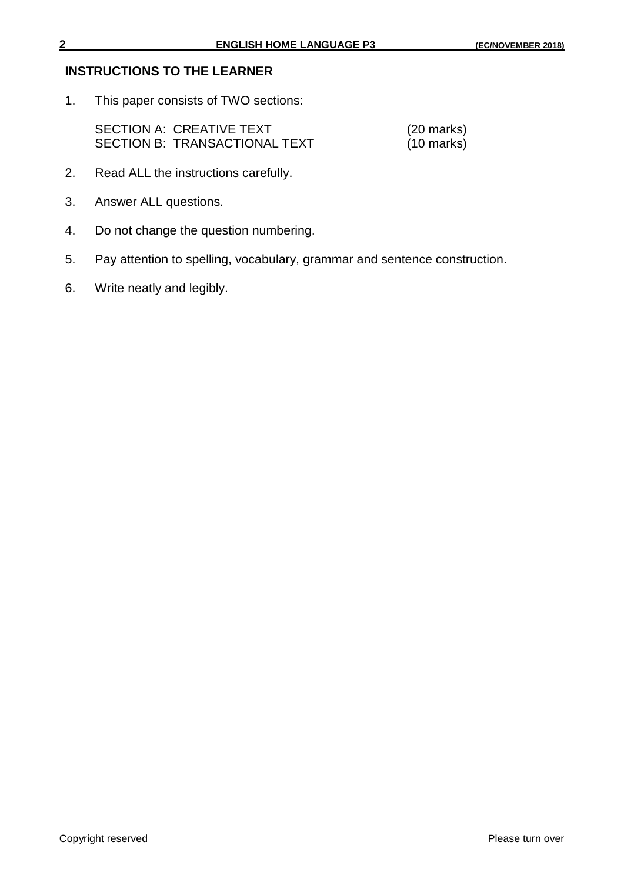## INSTRUCTIONS TO THE LEARNER

1. This paper consists of TWO sections:

   SECTION A: CREATIVE TEXT (20 marks)
   SECTION B: TRANSACTIONAL TEXT (10 marks)

2. Read ALL the instructions carefully.

3. Answer ALL questions.

4. Do not change the question numbering.

5. Pay attention to spelling, vocabulary, grammar and sentence construction.

6. Write neatly and legibly.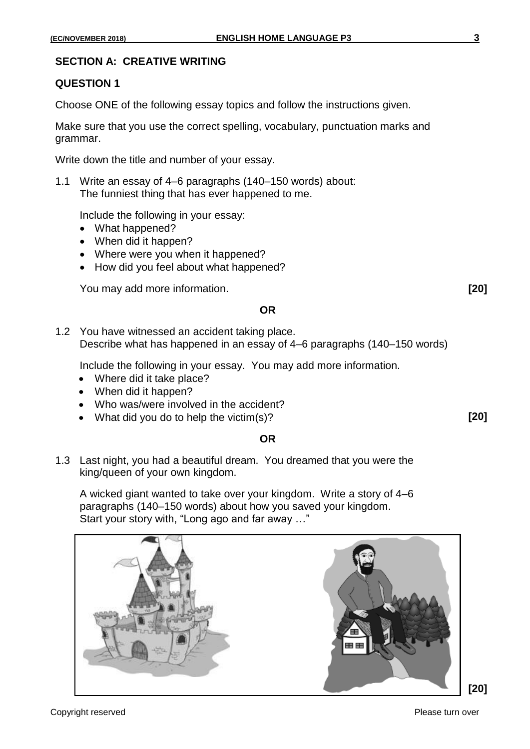## SECTION A: CREATIVE WRITING

### QUESTION 1

Choose ONE of the following essay topics and follow the instructions given.

Make sure that you use the correct spelling, vocabulary, punctuation marks and grammar.

Write down the title and number of your essay.

1.1 Write an essay of 4–6 paragraphs (140–150 words) about:
The funniest thing that has ever happened to me.

Include the following in your essay:

- What happened?
- When did it happen?
- Where were you when it happened?
- How did you feel about what happened?

You may add more information. **[20]**

**OR**

1.2 You have witnessed an accident taking place.
Describe what has happened in an essay of 4–6 paragraphs (140–150 words)

Include the following in your essay. You may add more information.

- Where did it take place?
- When did it happen?
- Who was/were involved in the accident?
- What did you do to help the victim(s)? **[20]**

**OR**

1.3 Last night, you had a beautiful dream. You dreamed that you were the king/queen of your own kingdom.

A wicked giant wanted to take over your kingdom. Write a story of 4–6 paragraphs (140–150 words) about how you saved your kingdom.
Start your story with, "Long ago and far away …"

**[20]**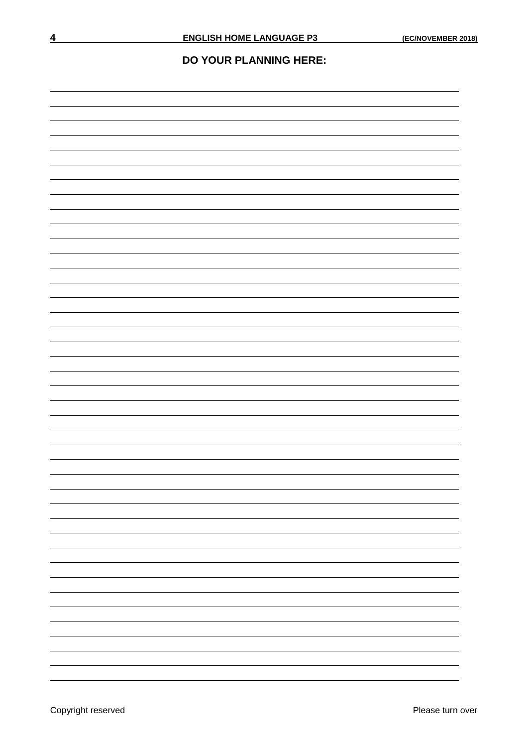## DO YOUR PLANNING HERE: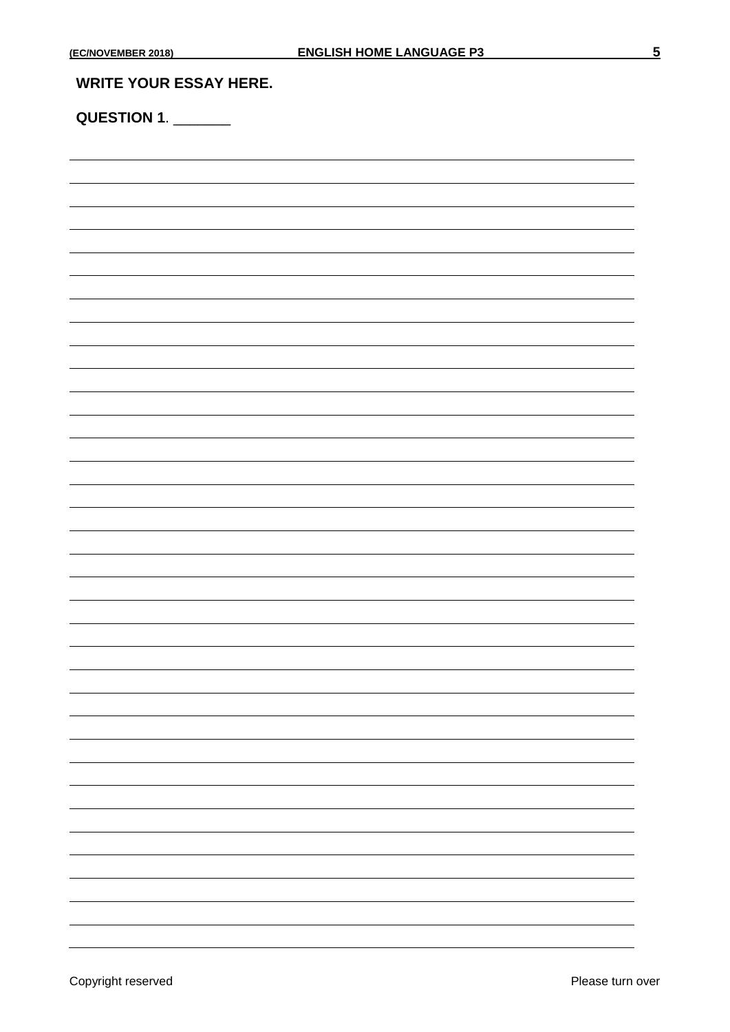**WRITE YOUR ESSAY HERE.**

**QUESTION 1**. _______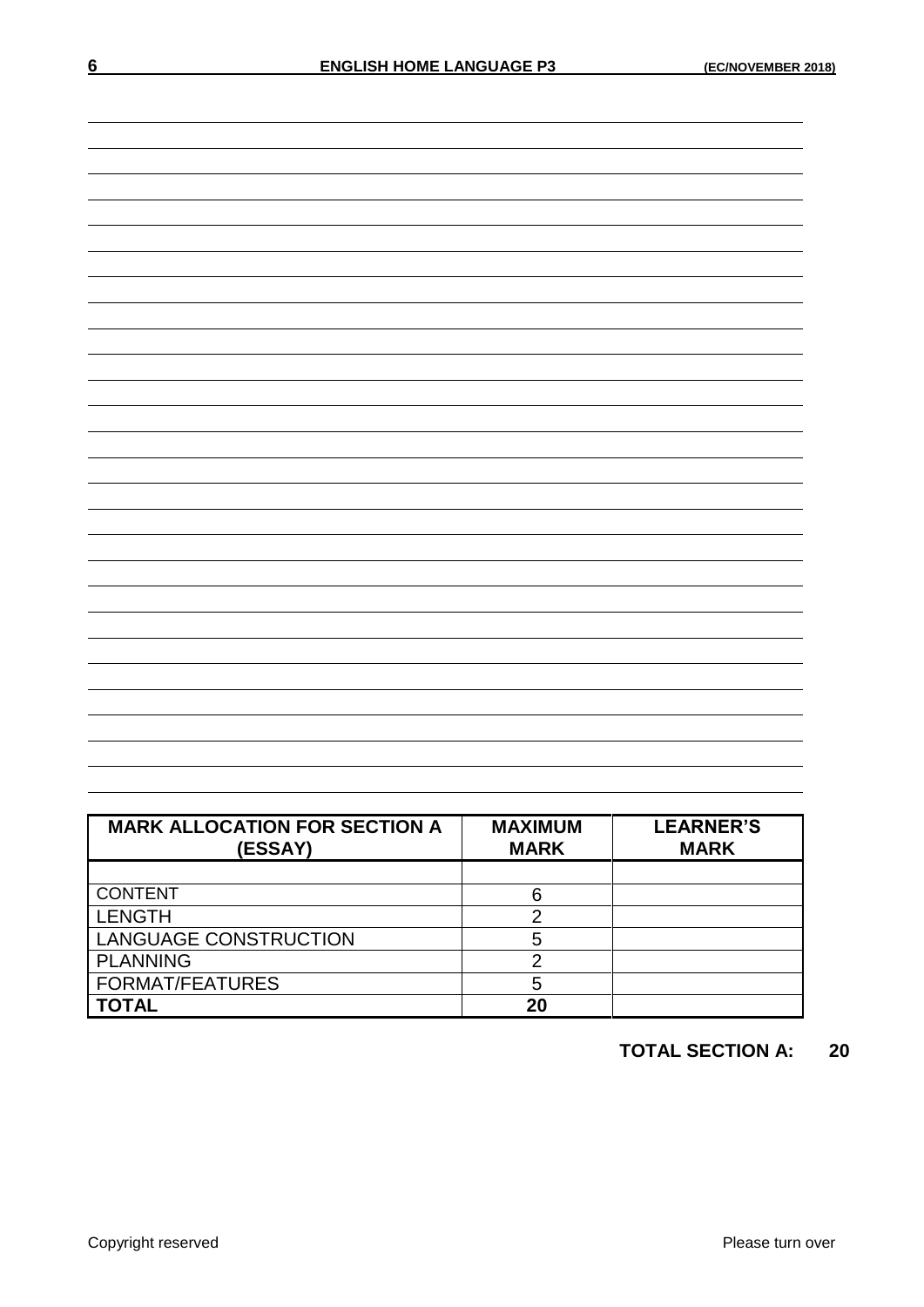| MARK ALLOCATION FOR SECTION A (ESSAY) | MAXIMUM MARK | LEARNER'S MARK |
|---|---|---|
| | | |
| CONTENT | 6 | |
| LENGTH | 2 | |
| LANGUAGE CONSTRUCTION | 5 | |
| PLANNING | 2 | |
| FORMAT/FEATURES | 5 | |
| **TOTAL** | **20** | |

**TOTAL SECTION A: 20**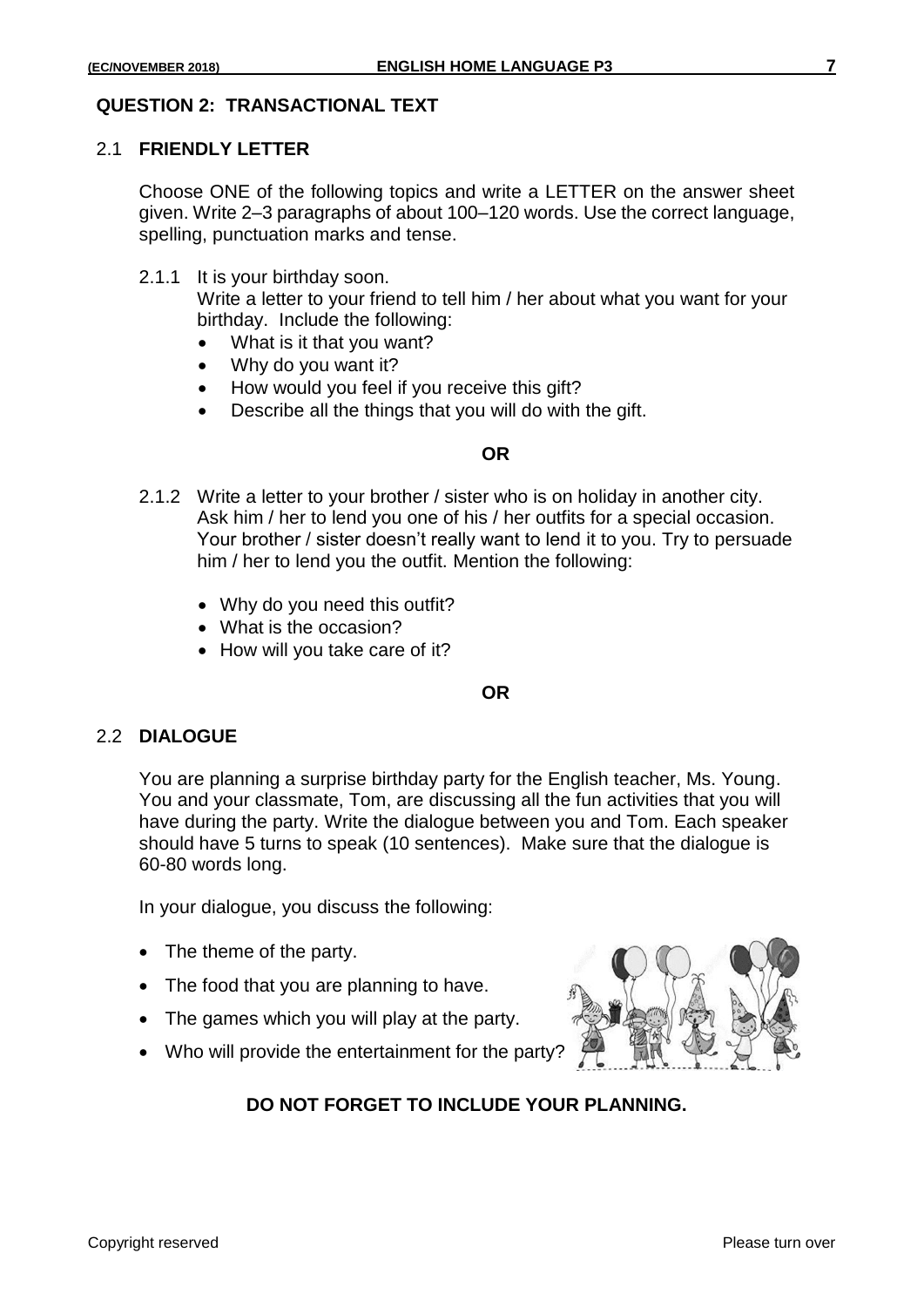## QUESTION 2: TRANSACTIONAL TEXT

### 2.1 FRIENDLY LETTER

Choose ONE of the following topics and write a LETTER on the answer sheet given. Write 2–3 paragraphs of about 100–120 words. Use the correct language, spelling, punctuation marks and tense.

2.1.1 It is your birthday soon.
Write a letter to your friend to tell him / her about what you want for your birthday. Include the following:

- What is it that you want?
- Why do you want it?
- How would you feel if you receive this gift?
- Describe all the things that you will do with the gift.

**OR**

2.1.2 Write a letter to your brother / sister who is on holiday in another city. Ask him / her to lend you one of his / her outfits for a special occasion. Your brother / sister doesn't really want to lend it to you. Try to persuade him / her to lend you the outfit. Mention the following:

- Why do you need this outfit?
- What is the occasion?
- How will you take care of it?

**OR**

### 2.2 DIALOGUE

You are planning a surprise birthday party for the English teacher, Ms. Young. You and your classmate, Tom, are discussing all the fun activities that you will have during the party. Write the dialogue between you and Tom. Each speaker should have 5 turns to speak (10 sentences). Make sure that the dialogue is 60-80 words long.

In your dialogue, you discuss the following:

- The theme of the party.
- The food that you are planning to have.
- The games which you will play at the party.
- Who will provide the entertainment for the party?

**DO NOT FORGET TO INCLUDE YOUR PLANNING.**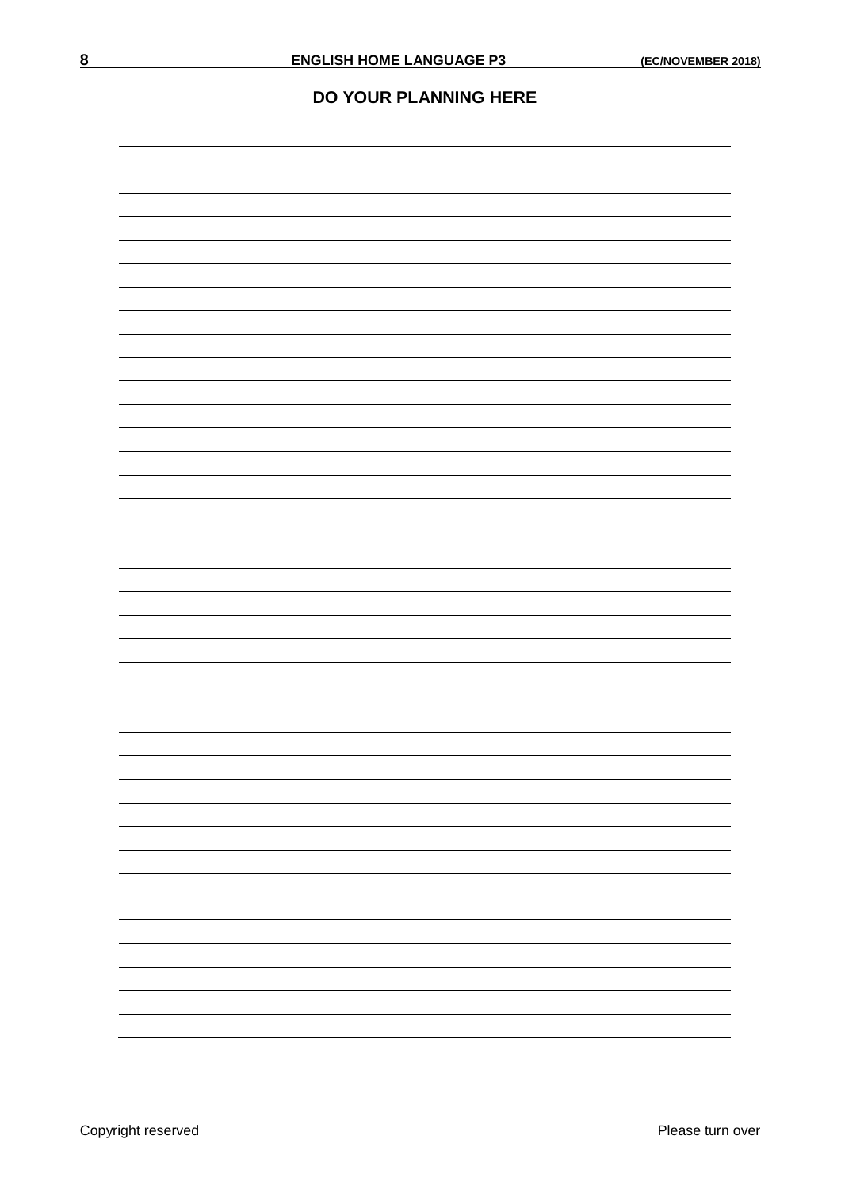## DO YOUR PLANNING HERE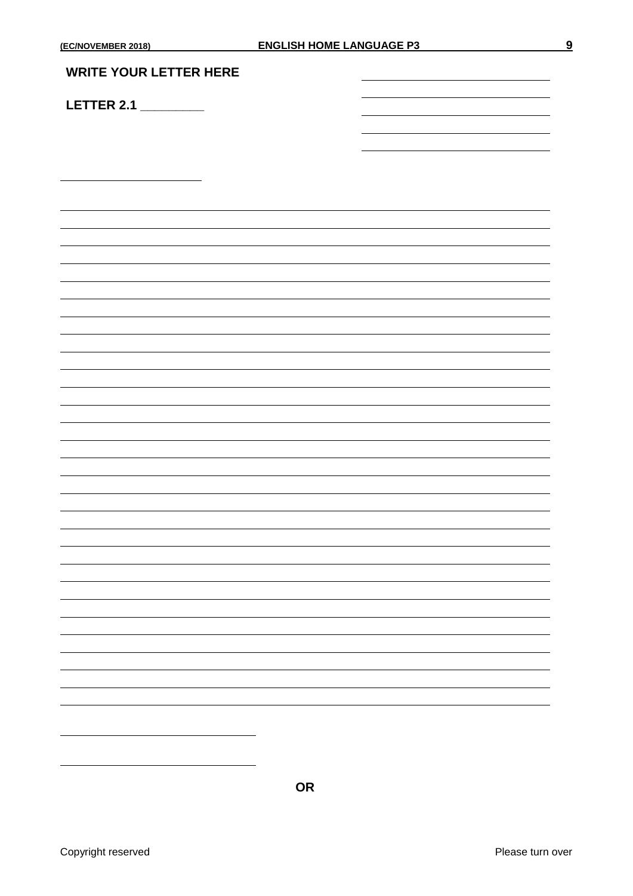**WRITE YOUR LETTER HERE**

**LETTER 2.1 \_\_\_\_\_\_\_\_\_**

**OR**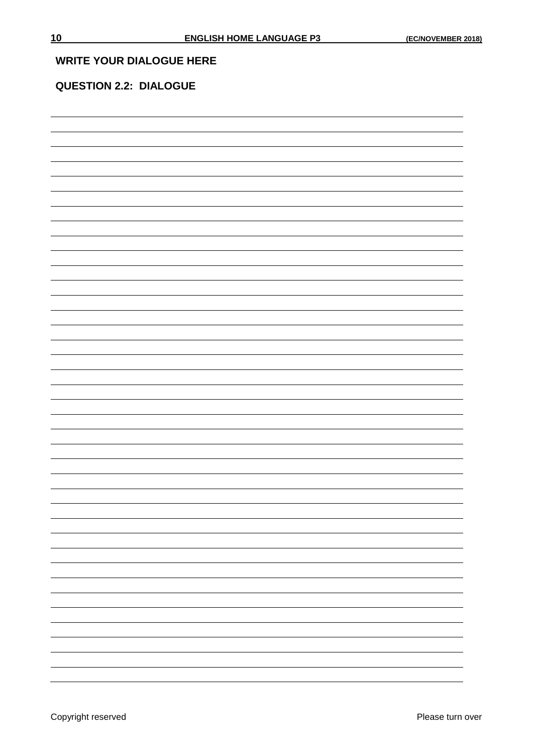**WRITE YOUR DIALOGUE HERE**

**QUESTION 2.2: DIALOGUE**

Copyright reserved

Please turn over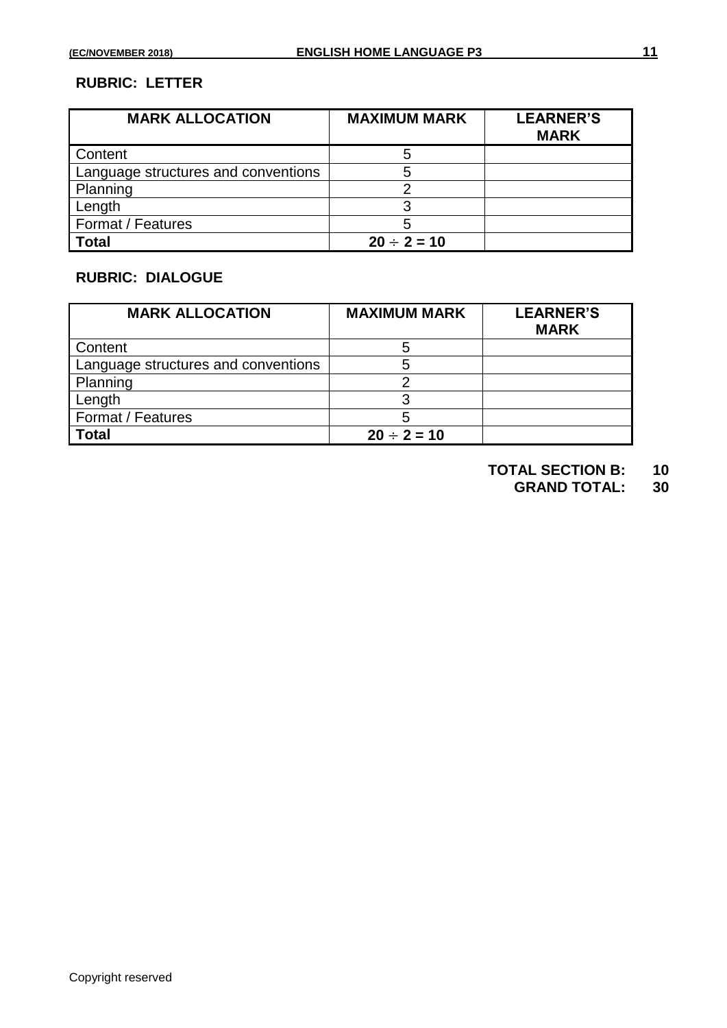## RUBRIC: LETTER

| MARK ALLOCATION | MAXIMUM MARK | LEARNER'S MARK |
|---|---|---|
| Content | 5 | |
| Language structures and conventions | 5 | |
| Planning | 2 | |
| Length | 3 | |
| Format / Features | 5 | |
| **Total** | **$20 \div 2 = 10$** | |

## RUBRIC: DIALOGUE

| MARK ALLOCATION | MAXIMUM MARK | LEARNER'S MARK |
|---|---|---|
| Content | 5 | |
| Language structures and conventions | 5 | |
| Planning | 2 | |
| Length | 3 | |
| Format / Features | 5 | |
| **Total** | **$20 \div 2 = 10$** | |

**TOTAL SECTION B: 10**
**GRAND TOTAL: 30**